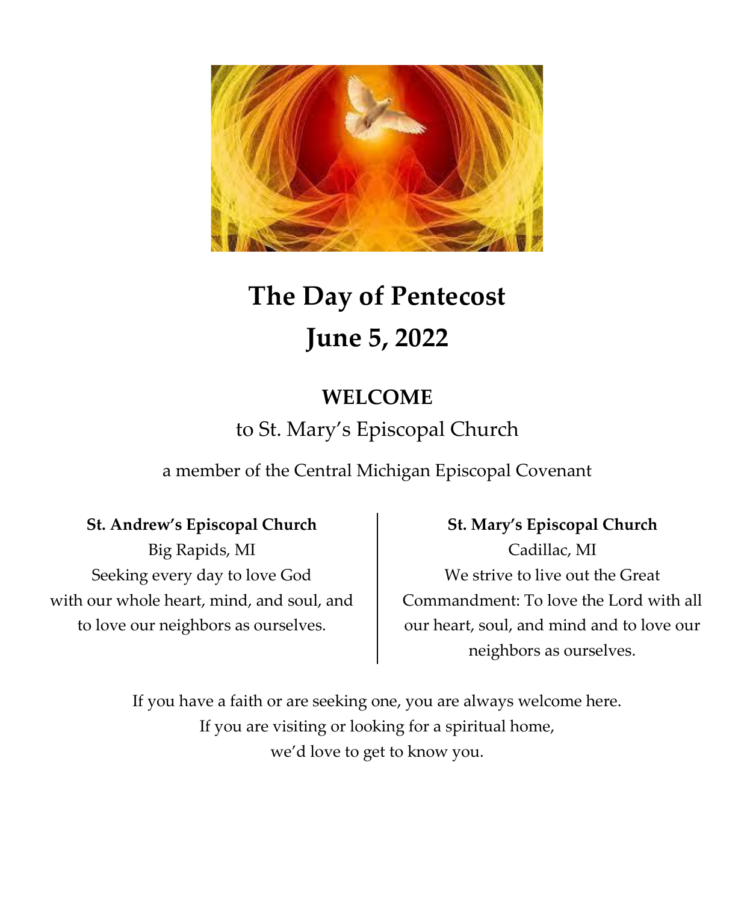# The Day of Pentecost
# June 5, 2022

## WELCOME

to St. Mary's Episcopal Church

a member of the Central Michigan Episcopal Covenant

**St. Andrew's Episcopal Church**
Big Rapids, MI
Seeking every day to love God
with our whole heart, mind, and soul, and
to love our neighbors as ourselves.

**St. Mary's Episcopal Church**
Cadillac, MI
We strive to live out the Great
Commandment: To love the Lord with all
our heart, soul, and mind and to love our
neighbors as ourselves.

If you have a faith or are seeking one, you are always welcome here.
If you are visiting or looking for a spiritual home,
we'd love to get to know you.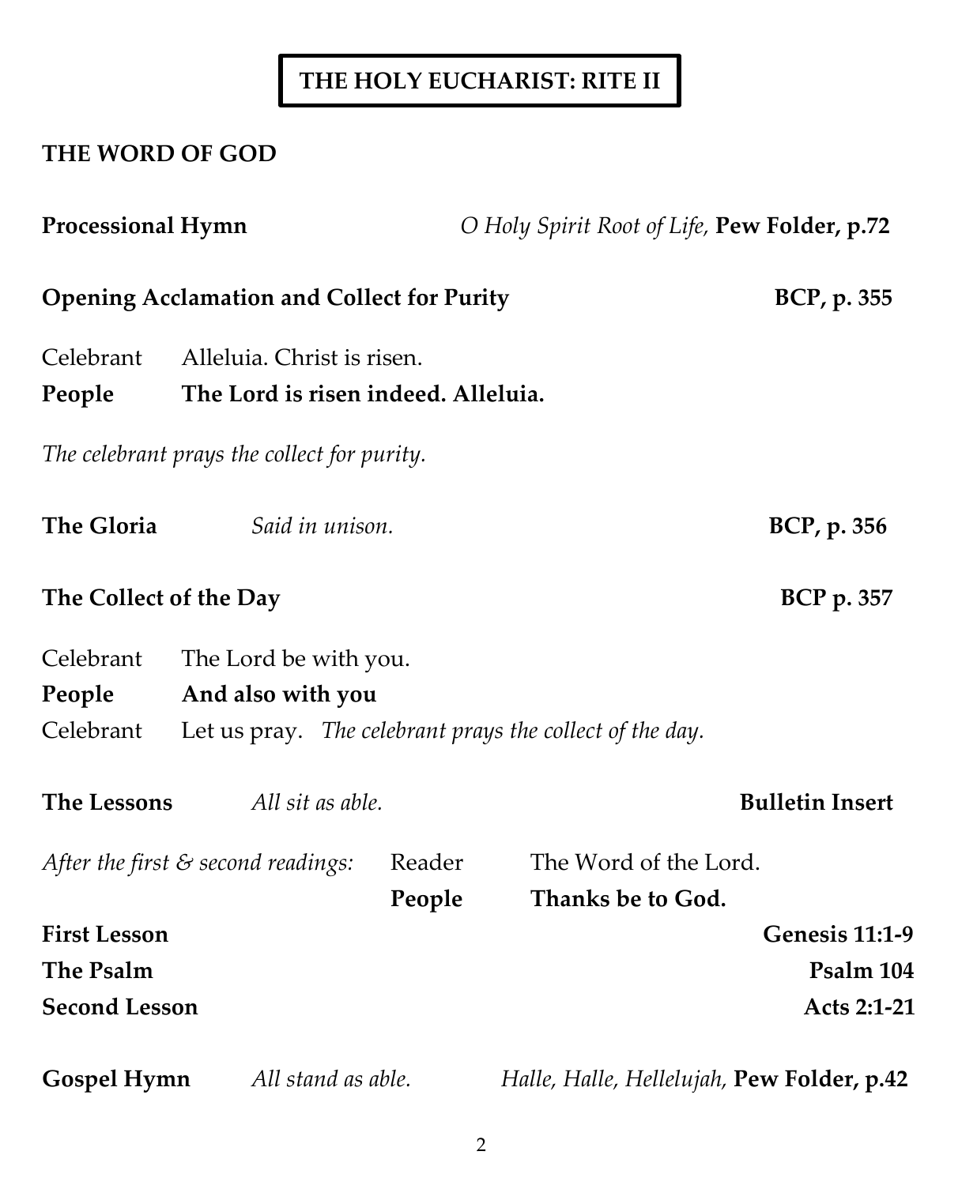# THE HOLY EUCHARIST: RITE II

## THE WORD OF GOD

**Processional Hymn** *O Holy Spirit Root of Life,* **Pew Folder, p.72**

**Opening Acclamation and Collect for Purity** **BCP, p. 355**

Celebrant Alleluia. Christ is risen.
**People The Lord is risen indeed. Alleluia.**

*The celebrant prays the collect for purity.*

**The Gloria** *Said in unison.* **BCP, p. 356**

**The Collect of the Day** **BCP p. 357**

Celebrant The Lord be with you.
**People And also with you**
Celebrant Let us pray. *The celebrant prays the collect of the day.*

**The Lessons** *All sit as able.* **Bulletin Insert**

*After the first & second readings:* Reader The Word of the Lord.
**People Thanks be to God.**

**First Lesson** **Genesis 11:1-9**
**The Psalm** **Psalm 104**
**Second Lesson** **Acts 2:1-21**

**Gospel Hymn** *All stand as able.* *Halle, Halle, Hellelujah,* **Pew Folder, p.42**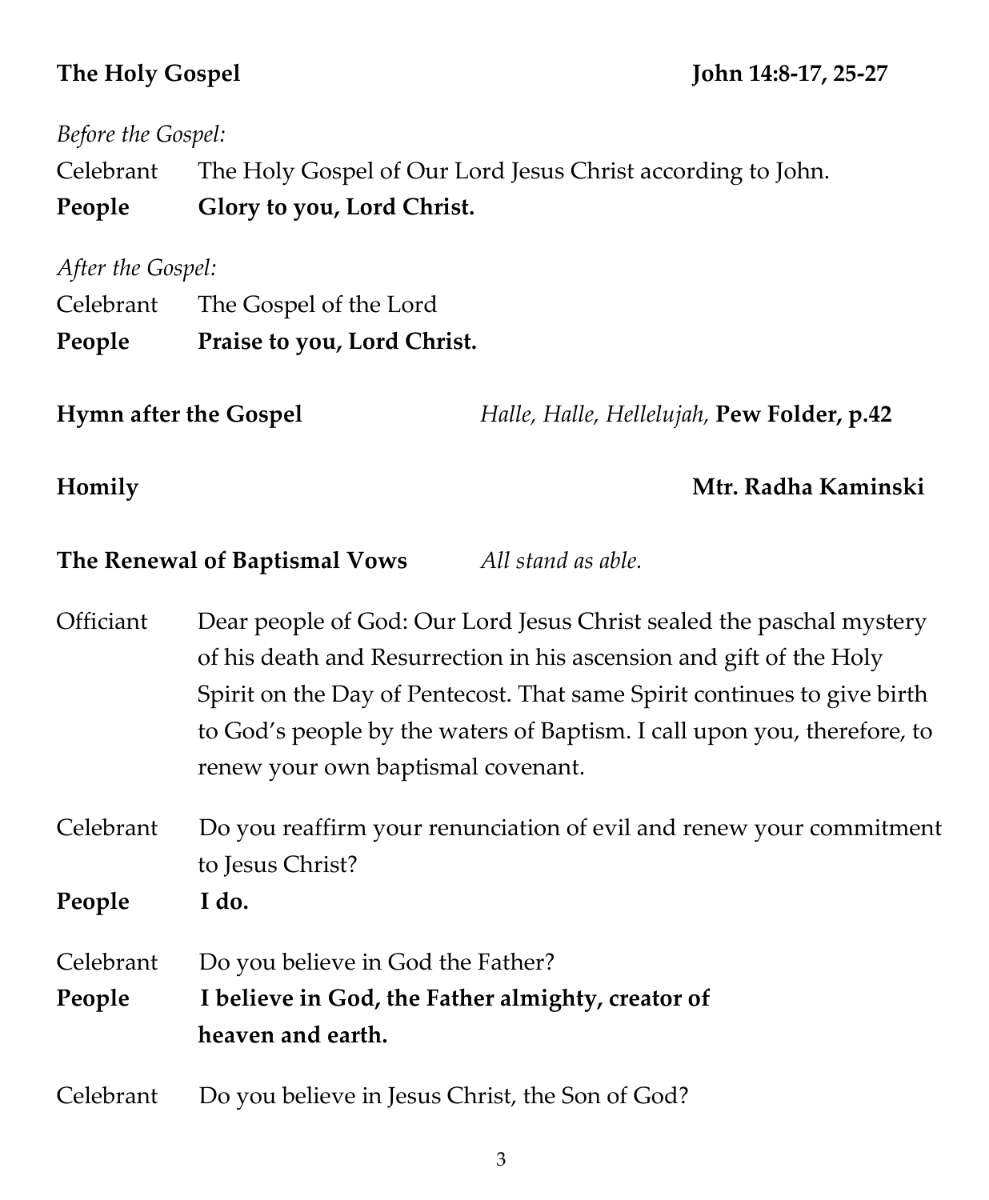**The Holy Gospel** **John 14:8-17, 25-27**

*Before the Gospel:*

Celebrant The Holy Gospel of Our Lord Jesus Christ according to John.

**People Glory to you, Lord Christ.**

*After the Gospel:*

Celebrant The Gospel of the Lord

**People Praise to you, Lord Christ.**

**Hymn after the Gospel** *Halle, Halle, Hellelujah,* **Pew Folder, p.42**

**Homily** **Mtr. Radha Kaminski**

**The Renewal of Baptismal Vows** *All stand as able.*

Officiant Dear people of God: Our Lord Jesus Christ sealed the paschal mystery of his death and Resurrection in his ascension and gift of the Holy Spirit on the Day of Pentecost. That same Spirit continues to give birth to God's people by the waters of Baptism. I call upon you, therefore, to renew your own baptismal covenant.

Celebrant Do you reaffirm your renunciation of evil and renew your commitment to Jesus Christ?

**People I do.**

Celebrant Do you believe in God the Father?

**People I believe in God, the Father almighty, creator of heaven and earth.**

Celebrant Do you believe in Jesus Christ, the Son of God?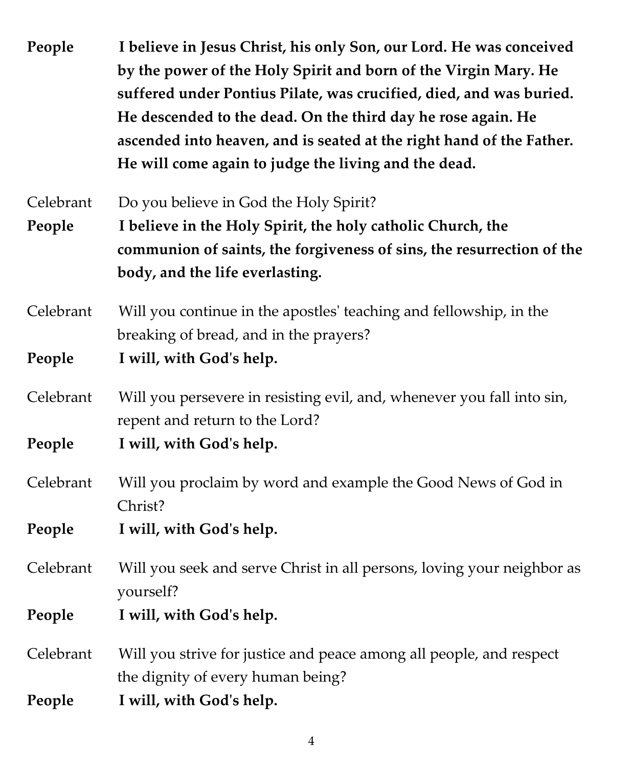**People** **I believe in Jesus Christ, his only Son, our Lord. He was conceived by the power of the Holy Spirit and born of the Virgin Mary. He suffered under Pontius Pilate, was crucified, died, and was buried. He descended to the dead. On the third day he rose again. He ascended into heaven, and is seated at the right hand of the Father. He will come again to judge the living and the dead.**

Celebrant Do you believe in God the Holy Spirit?

**People** **I believe in the Holy Spirit, the holy catholic Church, the communion of saints, the forgiveness of sins, the resurrection of the body, and the life everlasting.**

Celebrant Will you continue in the apostles' teaching and fellowship, in the breaking of bread, and in the prayers?

**People** **I will, with God's help.**

Celebrant Will you persevere in resisting evil, and, whenever you fall into sin, repent and return to the Lord?

**People** **I will, with God's help.**

Celebrant Will you proclaim by word and example the Good News of God in Christ?

**People** **I will, with God's help.**

Celebrant Will you seek and serve Christ in all persons, loving your neighbor as yourself?

**People** **I will, with God's help.**

Celebrant Will you strive for justice and peace among all people, and respect the dignity of every human being?

**People** **I will, with God's help.**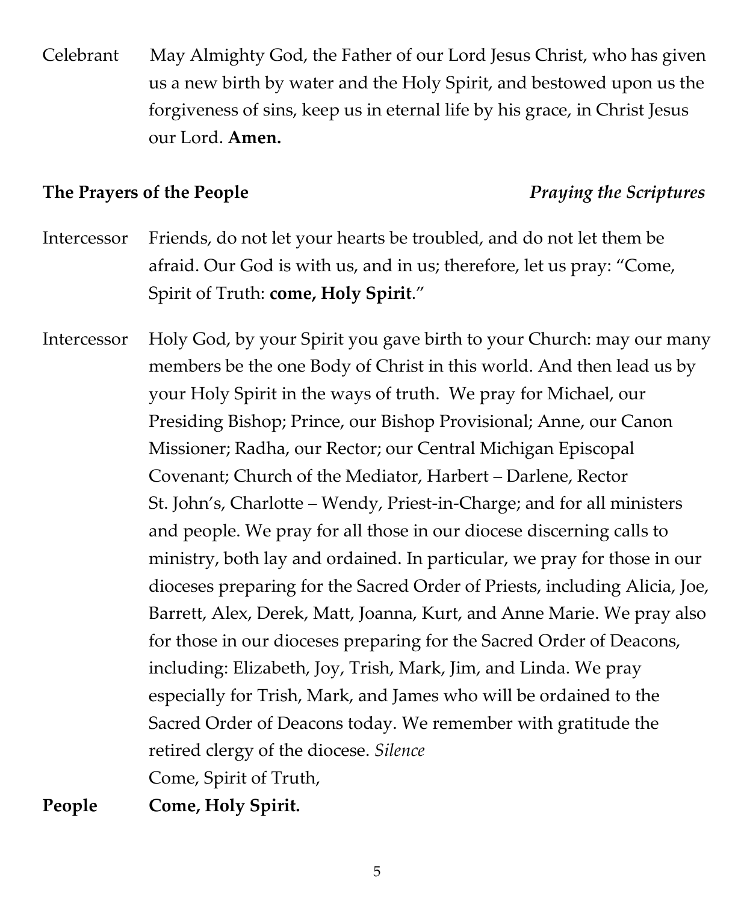Celebrant May Almighty God, the Father of our Lord Jesus Christ, who has given us a new birth by water and the Holy Spirit, and bestowed upon us the forgiveness of sins, keep us in eternal life by his grace, in Christ Jesus our Lord. **Amen.**

**The Prayers of the People** *Praying the Scriptures*

Intercessor Friends, do not let your hearts be troubled, and do not let them be afraid. Our God is with us, and in us; therefore, let us pray: "Come, Spirit of Truth: **come, Holy Spirit**."

Intercessor Holy God, by your Spirit you gave birth to your Church: may our many members be the one Body of Christ in this world. And then lead us by your Holy Spirit in the ways of truth. We pray for Michael, our Presiding Bishop; Prince, our Bishop Provisional; Anne, our Canon Missioner; Radha, our Rector; our Central Michigan Episcopal Covenant; Church of the Mediator, Harbert – Darlene, Rector St. John's, Charlotte – Wendy, Priest-in-Charge; and for all ministers and people. We pray for all those in our diocese discerning calls to ministry, both lay and ordained. In particular, we pray for those in our dioceses preparing for the Sacred Order of Priests, including Alicia, Joe, Barrett, Alex, Derek, Matt, Joanna, Kurt, and Anne Marie. We pray also for those in our dioceses preparing for the Sacred Order of Deacons, including: Elizabeth, Joy, Trish, Mark, Jim, and Linda. We pray especially for Trish, Mark, and James who will be ordained to the Sacred Order of Deacons today. We remember with gratitude the retired clergy of the diocese. *Silence*
Come, Spirit of Truth,

**People** **Come, Holy Spirit.**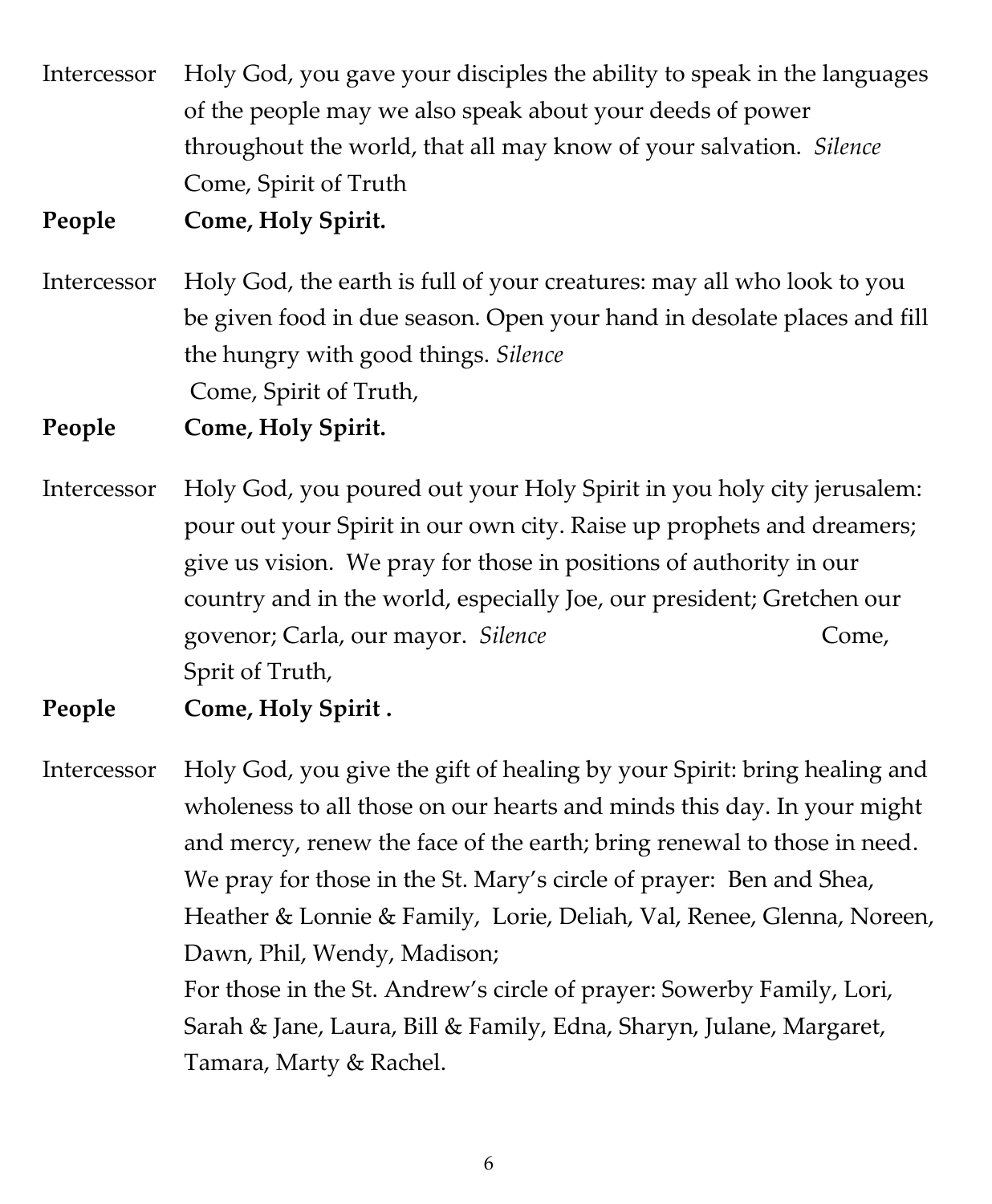Intercessor Holy God, you gave your disciples the ability to speak in the languages of the people may we also speak about your deeds of power throughout the world, that all may know of your salvation. *Silence*
Come, Spirit of Truth

**People** **Come, Holy Spirit.**

Intercessor Holy God, the earth is full of your creatures: may all who look to you be given food in due season. Open your hand in desolate places and fill the hungry with good things. *Silence*
Come, Spirit of Truth,

**People** **Come, Holy Spirit.**

Intercessor Holy God, you poured out your Holy Spirit in you holy city jerusalem: pour out your Spirit in our own city. Raise up prophets and dreamers; give us vision. We pray for those in positions of authority in our country and in the world, especially Joe, our president; Gretchen our govenor; Carla, our mayor. *Silence* Come, Sprit of Truth,

**People** **Come, Holy Spirit .**

Intercessor Holy God, you give the gift of healing by your Spirit: bring healing and wholeness to all those on our hearts and minds this day. In your might and mercy, renew the face of the earth; bring renewal to those in need. We pray for those in the St. Mary's circle of prayer: Ben and Shea, Heather & Lonnie & Family, Lorie, Deliah, Val, Renee, Glenna, Noreen, Dawn, Phil, Wendy, Madison;
For those in the St. Andrew's circle of prayer: Sowerby Family, Lori, Sarah & Jane, Laura, Bill & Family, Edna, Sharyn, Julane, Margaret, Tamara, Marty & Rachel.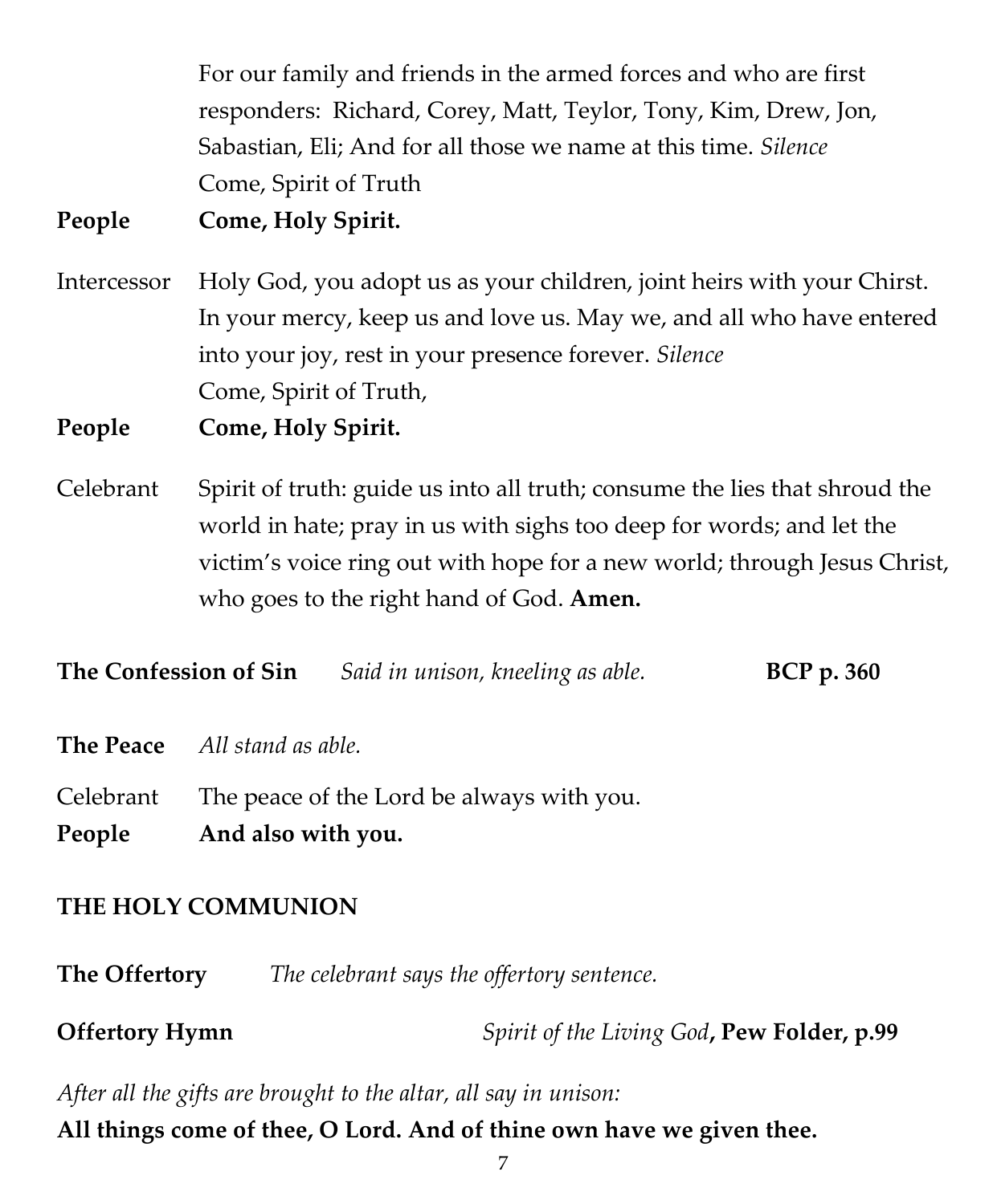For our family and friends in the armed forces and who are first responders: Richard, Corey, Matt, Teylor, Tony, Kim, Drew, Jon, Sabastian, Eli; And for all those we name at this time. *Silence*
Come, Spirit of Truth

**People** **Come, Holy Spirit.**

Intercessor Holy God, you adopt us as your children, joint heirs with your Chirst. In your mercy, keep us and love us. May we, and all who have entered into your joy, rest in your presence forever. *Silence*
Come, Spirit of Truth,

**People** **Come, Holy Spirit.**

Celebrant Spirit of truth: guide us into all truth; consume the lies that shroud the world in hate; pray in us with sighs too deep for words; and let the victim's voice ring out with hope for a new world; through Jesus Christ, who goes to the right hand of God. **Amen.**

**The Confession of Sin** *Said in unison, kneeling as able.* **BCP p. 360**

**The Peace** *All stand as able.*

Celebrant The peace of the Lord be always with you.
**People** **And also with you.**

## THE HOLY COMMUNION

**The Offertory** *The celebrant says the offertory sentence.*

**Offertory Hymn** *Spirit of the Living God*, **Pew Folder, p.99**

*After all the gifts are brought to the altar, all say in unison:*
**All things come of thee, O Lord. And of thine own have we given thee.**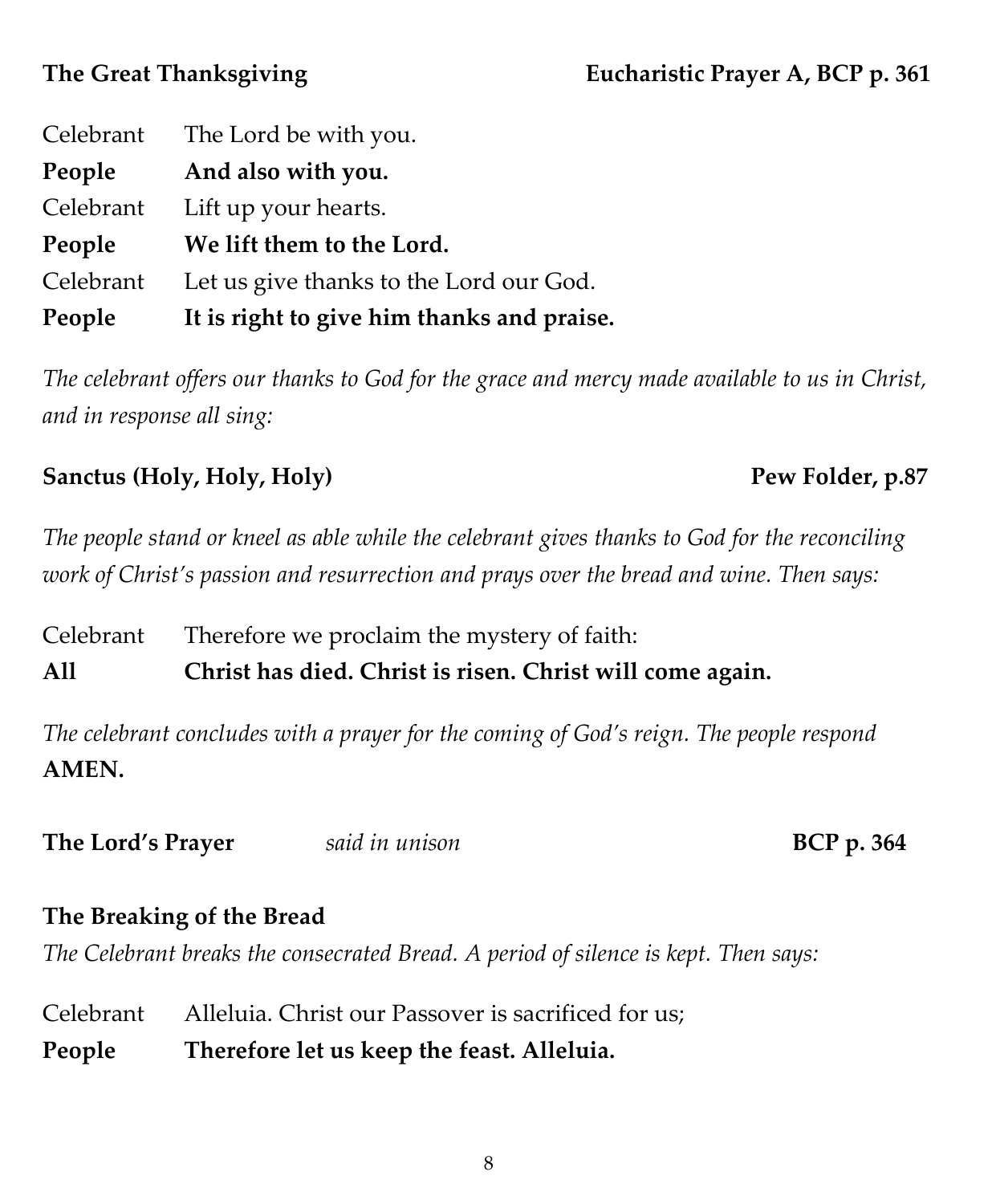**The Great Thanksgiving** **Eucharistic Prayer A, BCP p. 361**

Celebrant The Lord be with you.
**People And also with you.**
Celebrant Lift up your hearts.
**People We lift them to the Lord.**
Celebrant Let us give thanks to the Lord our God.
**People It is right to give him thanks and praise.**

*The celebrant offers our thanks to God for the grace and mercy made available to us in Christ, and in response all sing:*

**Sanctus (Holy, Holy, Holy)** **Pew Folder, p.87**

*The people stand or kneel as able while the celebrant gives thanks to God for the reconciling work of Christ's passion and resurrection and prays over the bread and wine. Then says:*

Celebrant Therefore we proclaim the mystery of faith:
**All Christ has died. Christ is risen. Christ will come again.**

*The celebrant concludes with a prayer for the coming of God's reign. The people respond* **AMEN.**

**The Lord's Prayer** *said in unison* **BCP p. 364**

**The Breaking of the Bread**

*The Celebrant breaks the consecrated Bread. A period of silence is kept. Then says:*

Celebrant Alleluia. Christ our Passover is sacrificed for us;
**People Therefore let us keep the feast. Alleluia.**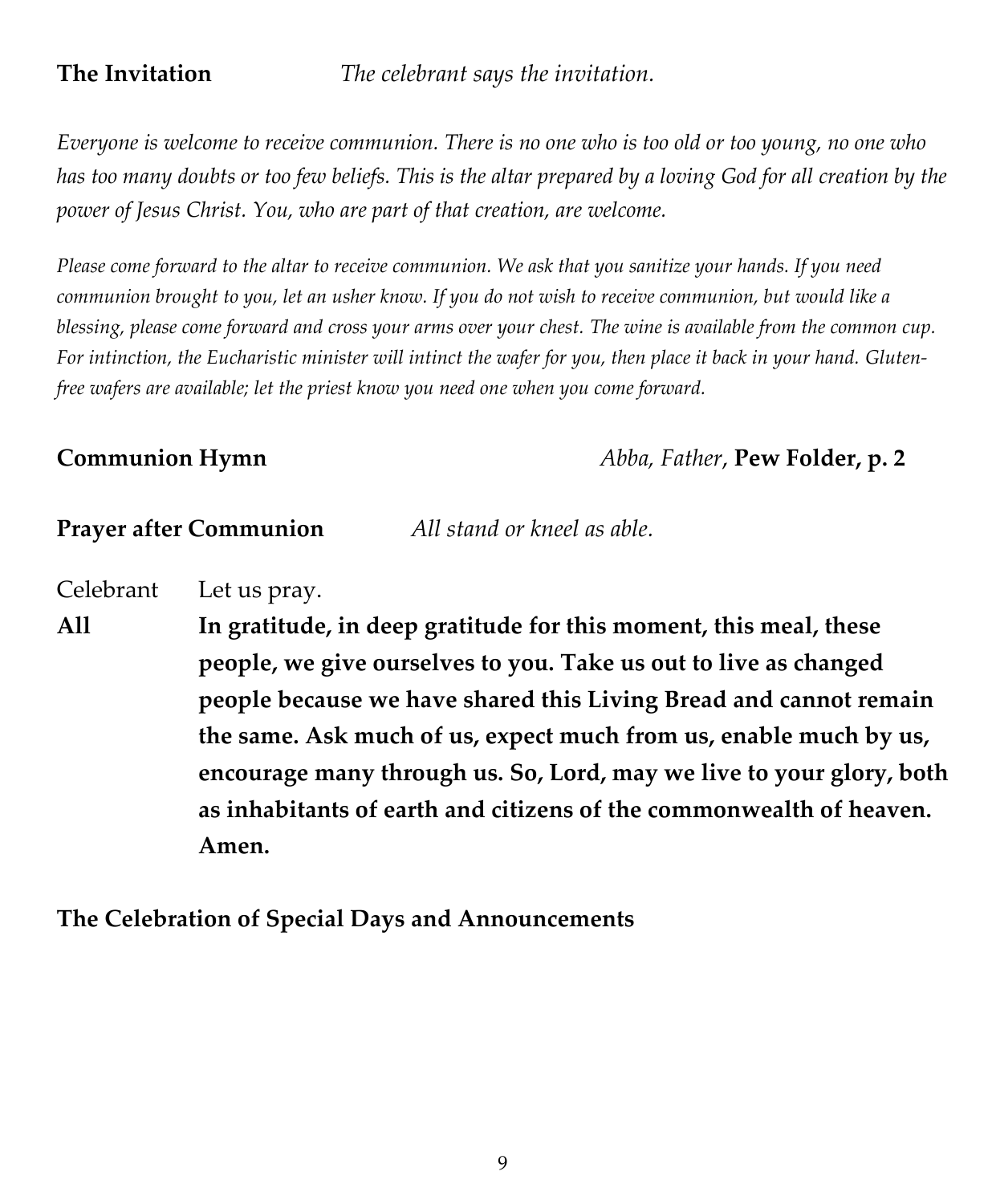**The Invitation** *The celebrant says the invitation.*

*Everyone is welcome to receive communion. There is no one who is too old or too young, no one who has too many doubts or too few beliefs. This is the altar prepared by a loving God for all creation by the power of Jesus Christ. You, who are part of that creation, are welcome.*

*Please come forward to the altar to receive communion. We ask that you sanitize your hands. If you need communion brought to you, let an usher know. If you do not wish to receive communion, but would like a blessing, please come forward and cross your arms over your chest. The wine is available from the common cup. For intinction, the Eucharistic minister will intinct the wafer for you, then place it back in your hand. Gluten-free wafers are available; let the priest know you need one when you come forward.*

**Communion Hymn** *Abba, Father*, **Pew Folder, p. 2**

**Prayer after Communion** *All stand or kneel as able.*

Celebrant Let us pray.

**All In gratitude, in deep gratitude for this moment, this meal, these people, we give ourselves to you. Take us out to live as changed people because we have shared this Living Bread and cannot remain the same. Ask much of us, expect much from us, enable much by us, encourage many through us. So, Lord, may we live to your glory, both as inhabitants of earth and citizens of the commonwealth of heaven. Amen.**

**The Celebration of Special Days and Announcements**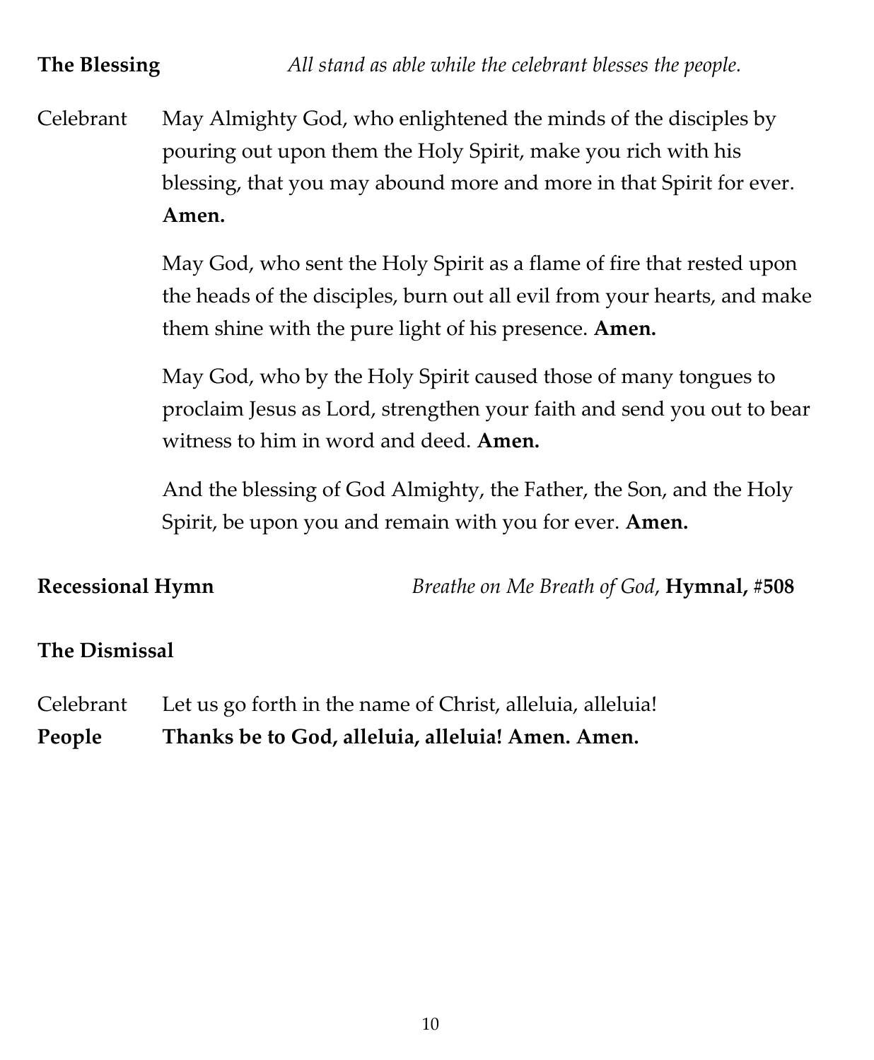**The Blessing** *All stand as able while the celebrant blesses the people.*

Celebrant May Almighty God, who enlightened the minds of the disciples by pouring out upon them the Holy Spirit, make you rich with his blessing, that you may abound more and more in that Spirit for ever. **Amen.**

May God, who sent the Holy Spirit as a flame of fire that rested upon the heads of the disciples, burn out all evil from your hearts, and make them shine with the pure light of his presence. **Amen.**

May God, who by the Holy Spirit caused those of many tongues to proclaim Jesus as Lord, strengthen your faith and send you out to bear witness to him in word and deed. **Amen.**

And the blessing of God Almighty, the Father, the Son, and the Holy Spirit, be upon you and remain with you for ever. **Amen.**

**Recessional Hymn** *Breathe on Me Breath of God*, **Hymnal, #508**

**The Dismissal**

Celebrant Let us go forth in the name of Christ, alleluia, alleluia!
**People Thanks be to God, alleluia, alleluia! Amen. Amen.**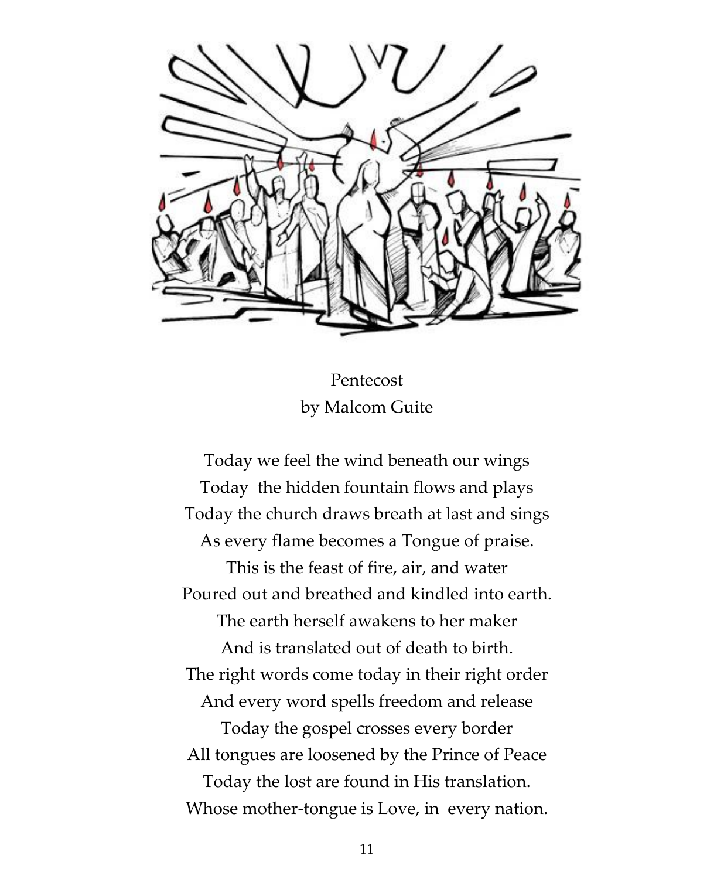Pentecost
by Malcom Guite

Today we feel the wind beneath our wings
Today  the hidden fountain flows and plays
Today the church draws breath at last and sings
As every flame becomes a Tongue of praise.
This is the feast of fire, air, and water
Poured out and breathed and kindled into earth.
The earth herself awakens to her maker
And is translated out of death to birth.
The right words come today in their right order
And every word spells freedom and release
Today the gospel crosses every border
All tongues are loosened by the Prince of Peace
Today the lost are found in His translation.
Whose mother-tongue is Love, in  every nation.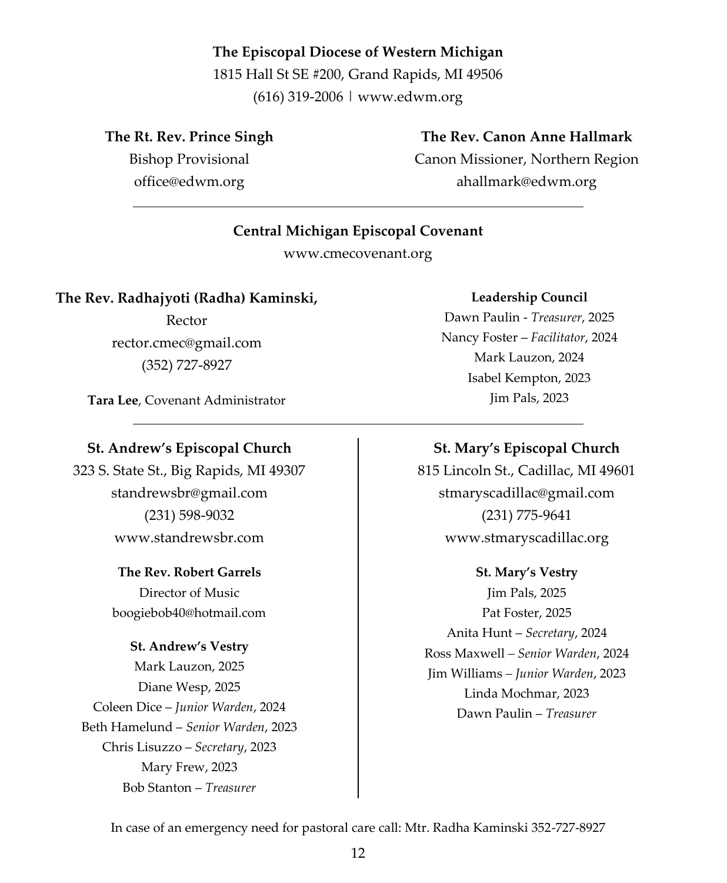**The Episcopal Diocese of Western Michigan**

1815 Hall St SE #200, Grand Rapids, MI 49506

(616) 319-2006 | www.edwm.org

**The Rt. Rev. Prince Singh**

Bishop Provisional

office@edwm.org

**The Rev. Canon Anne Hallmark**

Canon Missioner, Northern Region

ahallmark@edwm.org

---

**Central Michigan Episcopal Covenant**

www.cmecovenant.org

**The Rev. Radhajyoti (Radha) Kaminski,**

Rector

rector.cmec@gmail.com

(352) 727-8927

**Tara Lee**, Covenant Administrator

**Leadership Council**

Dawn Paulin - *Treasurer*, 2025

Nancy Foster – *Facilitator*, 2024

Mark Lauzon, 2024

Isabel Kempton, 2023

Jim Pals, 2023

---

**St. Andrew's Episcopal Church**

323 S. State St., Big Rapids, MI 49307

standrewsbr@gmail.com

(231) 598-9032

www.standrewsbr.com

**The Rev. Robert Garrels**

Director of Music

boogiebob40@hotmail.com

**St. Andrew's Vestry**

Mark Lauzon, 2025

Diane Wesp, 2025

Coleen Dice – *Junior Warden*, 2024

Beth Hamelund – *Senior Warden*, 2023

Chris Lisuzzo – *Secretary*, 2023

Mary Frew, 2023

Bob Stanton – *Treasurer*

**St. Mary's Episcopal Church**

815 Lincoln St., Cadillac, MI 49601

stmaryscadillac@gmail.com

(231) 775-9641

www.stmaryscadillac.org

**St. Mary's Vestry**

Jim Pals, 2025

Pat Foster, 2025

Anita Hunt – *Secretary*, 2024

Ross Maxwell – *Senior Warden*, 2024

Jim Williams – *Junior Warden*, 2023

Linda Mochmar, 2023

Dawn Paulin – *Treasurer*

In case of an emergency need for pastoral care call: Mtr. Radha Kaminski 352-727-8927